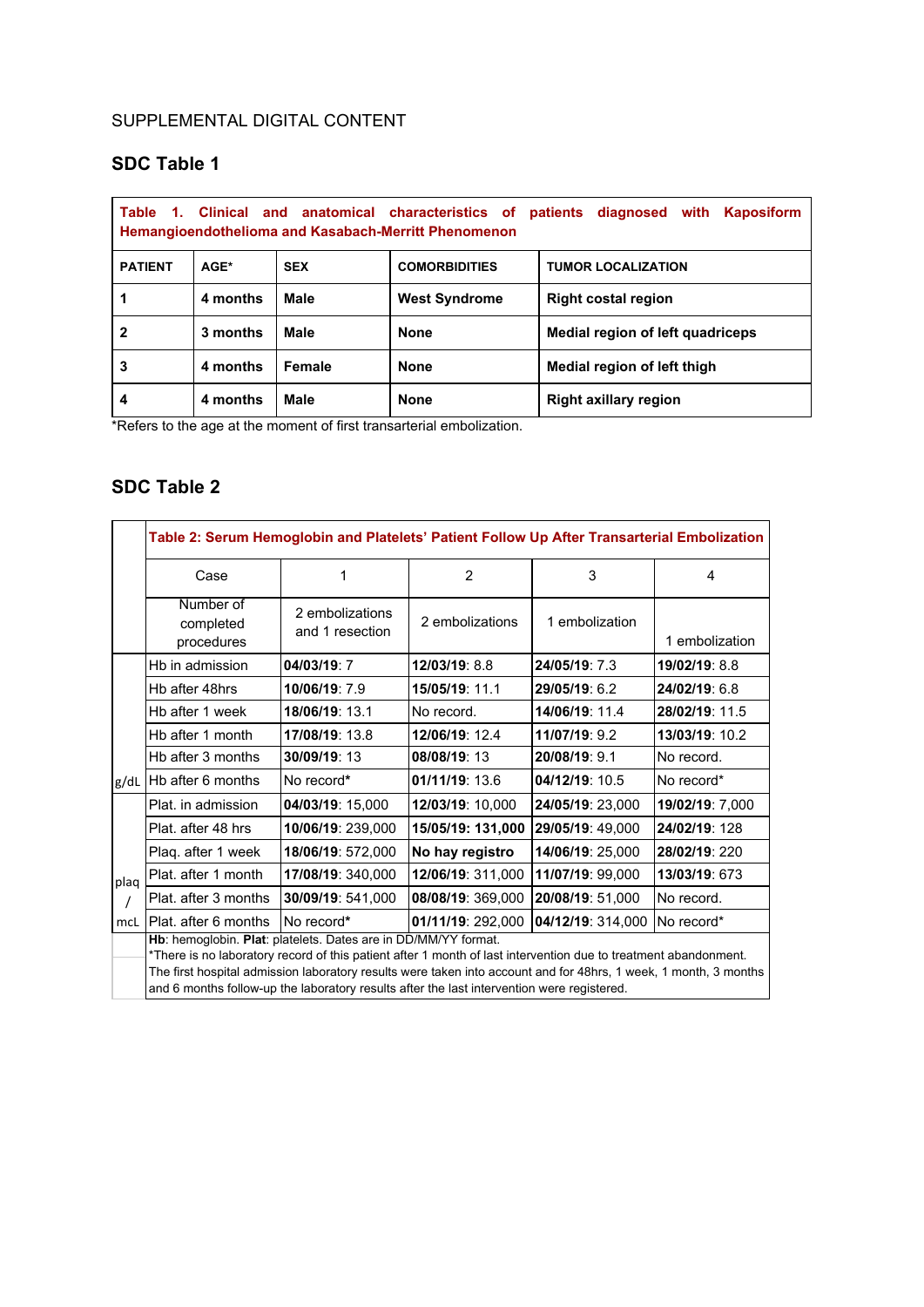SUPPLEMENTAL DIGITAL CONTENT

## SDC Table 1

**Table 1. Clinical and anatomical characteristics of patients diagnosed with Kaposiform Hemangioendothelioma and Kasabach-Merritt Phenomenon**

| PATIENT | AGE* | SEX | COMORBIDITIES | TUMOR LOCALIZATION |
|---|---|---|---|---|
| **1** | **4 months** | **Male** | **West Syndrome** | **Right costal region** |
| **2** | **3 months** | **Male** | **None** | **Medial region of left quadriceps** |
| **3** | **4 months** | **Female** | **None** | **Medial region of left thigh** |
| **4** | **4 months** | **Male** | **None** | **Right axillary region** |

*Refers to the age at the moment of first transarterial embolization.

## SDC Table 2

**Table 2: Serum Hemoglobin and Platelets' Patient Follow Up After Transarterial Embolization**

| | Case | 1 | 2 | 3 | 4 |
|---|---|---|---|---|---|
| | Number of completed procedures | 2 embolizations and 1 resection | 2 embolizations | 1 embolization | 1 embolization |
| g/dL | Hb in admission | **04/03/19**: 7 | **12/03/19**: 8.8 | **24/05/19**: 7.3 | **19/02/19**: 8.8 |
| | Hb after 48hrs | **10/06/19**: 7.9 | **15/05/19**: 11.1 | **29/05/19**: 6.2 | **24/02/19**: 6.8 |
| | Hb after 1 week | **18/06/19**: 13.1 | No record. | **14/06/19**: 11.4 | **28/02/19**: 11.5 |
| | Hb after 1 month | **17/08/19**: 13.8 | **12/06/19**: 12.4 | **11/07/19**: 9.2 | **13/03/19**: 10.2 |
| | Hb after 3 months | **30/09/19**: 13 | **08/08/19**: 13 | **20/08/19**: 9.1 | No record. |
| | Hb after 6 months | No record* | **01/11/19**: 13.6 | **04/12/19**: 10.5 | No record* |
| plaq / mcL | Plat. in admission | **04/03/19**: 15,000 | **12/03/19**: 10,000 | **24/05/19**: 23,000 | **19/02/19**: 7,000 |
| | Plat. after 48 hrs | **10/06/19**: 239,000 | **15/05/19: 131,000** | **29/05/19**: 49,000 | **24/02/19**: 128 |
| | Plaq. after 1 week | **18/06/19**: 572,000 | **No hay registro** | **14/06/19**: 25,000 | **28/02/19**: 220 |
| | Plat. after 1 month | **17/08/19**: 340,000 | **12/06/19**: 311,000 | **11/07/19**: 99,000 | **13/03/19**: 673 |
| | Plat. after 3 months | **30/09/19**: 541,000 | **08/08/19**: 369,000 | **20/08/19**: 51,000 | No record. |
| | Plat. after 6 months | No record* | **01/11/19**: 292,000 | **04/12/19**: 314,000 | No record* |

**Hb**: hemoglobin. **Plat**: platelets. Dates are in DD/MM/YY format.
*There is no laboratory record of this patient after 1 month of last intervention due to treatment abandonment.
The first hospital admission laboratory results were taken into account and for 48hrs, 1 week, 1 month, 3 months and 6 months follow-up the laboratory results after the last intervention were registered.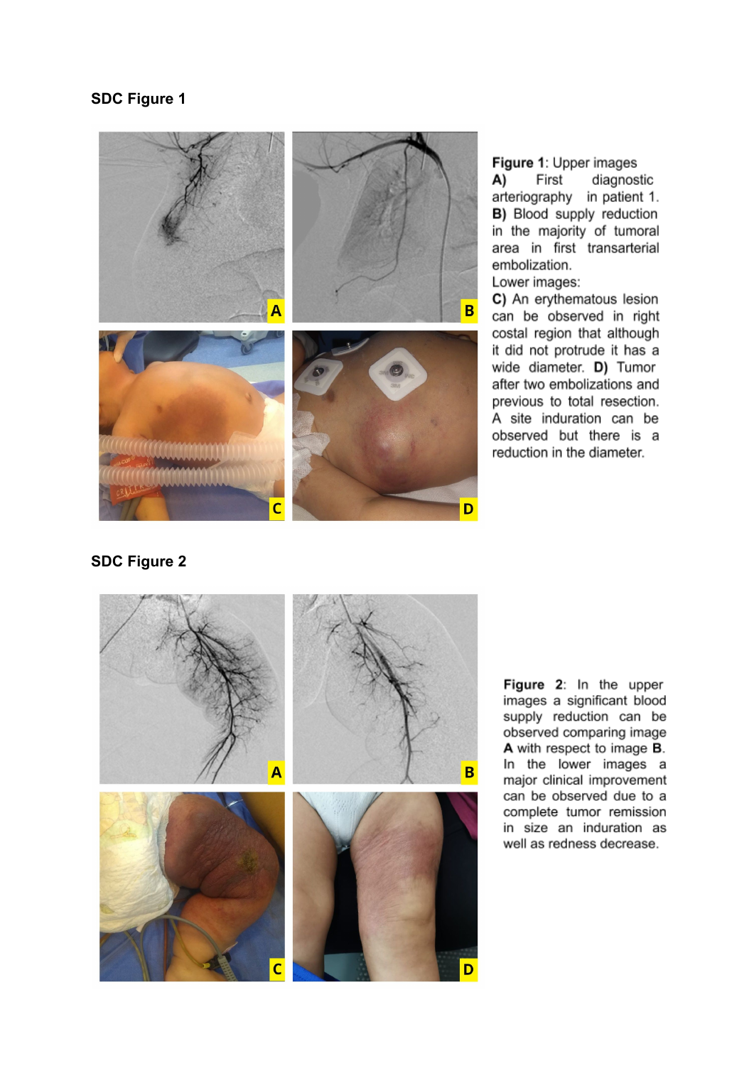## SDC Figure 1

**Figure 1**: Upper images

**A)** First diagnostic arteriography in patient 1.

**B)** Blood supply reduction in the majority of tumoral area in first transarterial embolization.

Lower images:

**C)** An erythematous lesion can be observed in right costal region that although it did not protrude it has a wide diameter. **D)** Tumor after two embolizations and previous to total resection. A site induration can be observed but there is a reduction in the diameter.

## SDC Figure 2

**Figure 2**: In the upper images a significant blood supply reduction can be observed comparing image **A** with respect to image **B**. In the lower images a major clinical improvement can be observed due to a complete tumor remission in size an induration as well as redness decrease.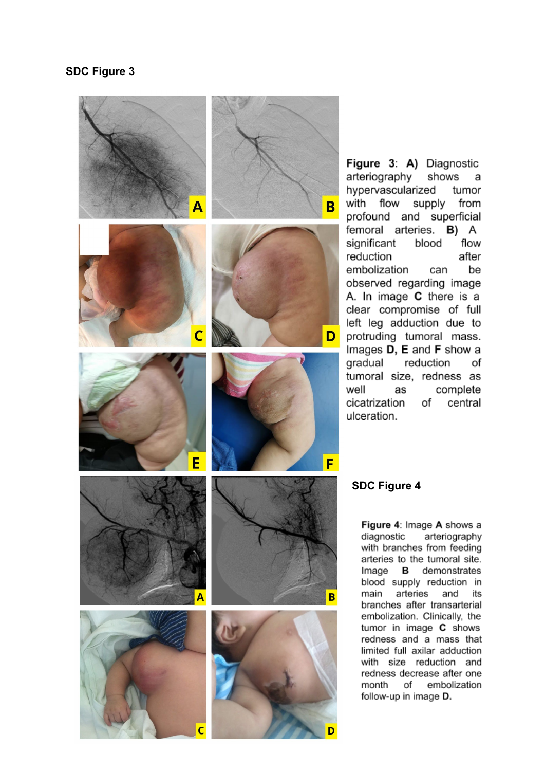## SDC Figure 3

**Figure 3**: **A)** Diagnostic arteriography shows a hypervascularized tumor with flow supply from profound and superficial femoral arteries. **B)** A significant blood flow reduction after embolization can be observed regarding image A. In image **C** there is a clear compromise of full left leg adduction due to protruding tumoral mass. Images **D, E** and **F** show a gradual reduction of tumoral size, redness as well as complete cicatrization of central ulceration.

## SDC Figure 4

**Figure 4**: Image **A** shows a diagnostic arteriography with branches from feeding arteries to the tumoral site. Image **B** demonstrates blood supply reduction in main arteries and its branches after transarterial embolization. Clinically, the tumor in image **C** shows redness and a mass that limited full axilar adduction with size reduction and redness decrease after one month of embolization follow-up in image **D.**